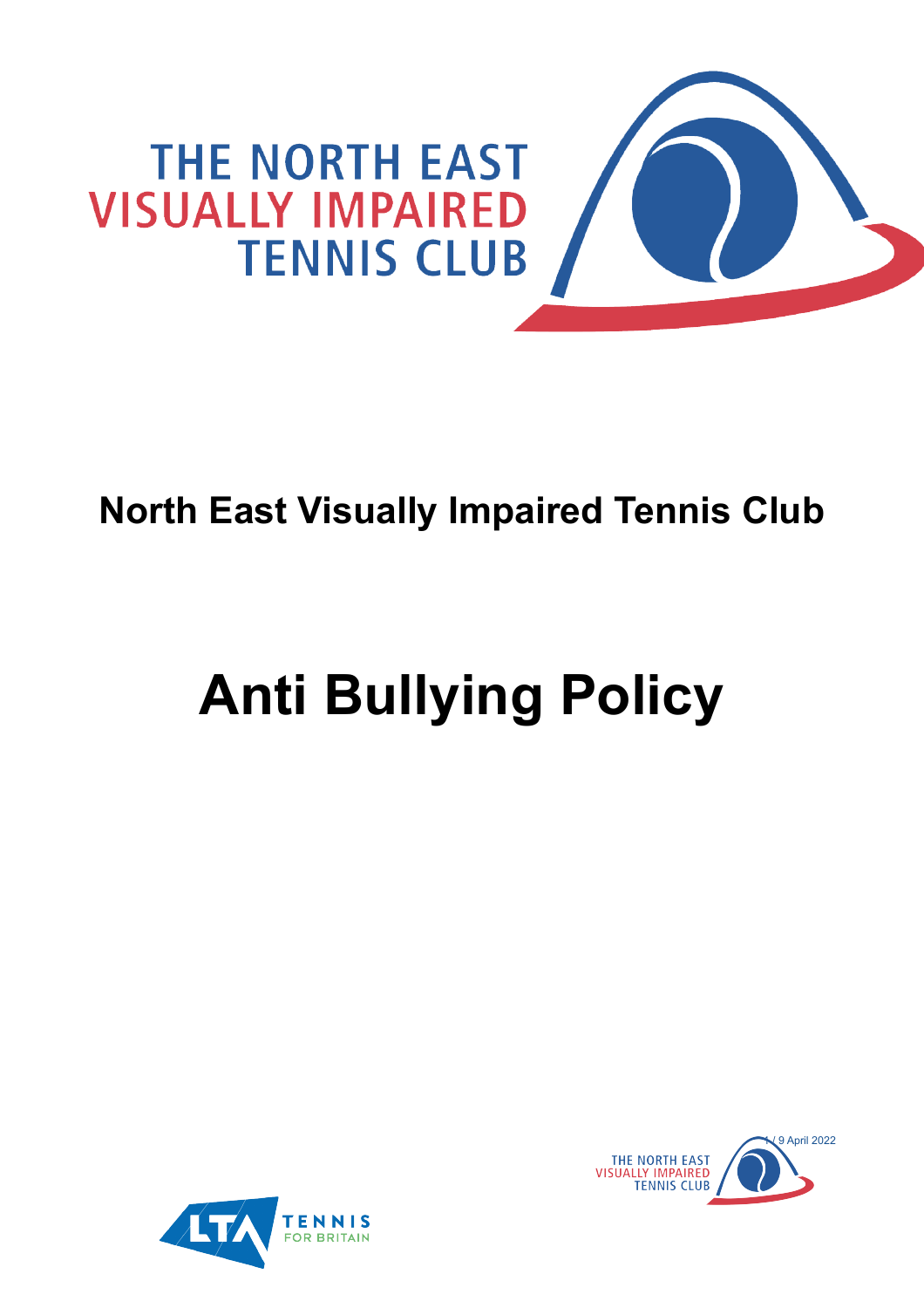# North East Visually Impaired Tennis Club

# Anti Bullying Policy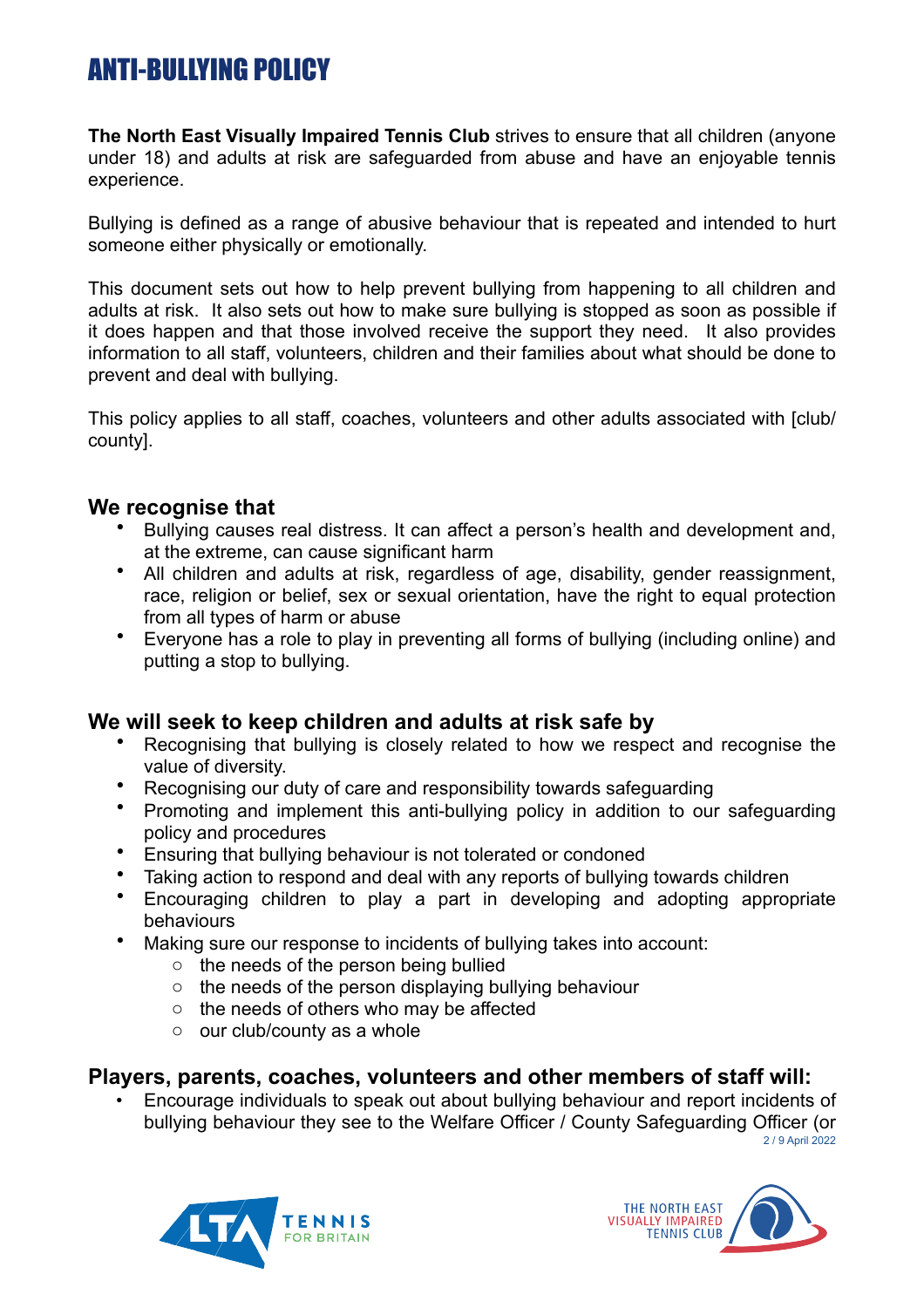# ANTI-BULLYING POLICY

**The North East Visually Impaired Tennis Club** strives to ensure that all children (anyone under 18) and adults at risk are safeguarded from abuse and have an enjoyable tennis experience.

Bullying is defined as a range of abusive behaviour that is repeated and intended to hurt someone either physically or emotionally.

This document sets out how to help prevent bullying from happening to all children and adults at risk. It also sets out how to make sure bullying is stopped as soon as possible if it does happen and that those involved receive the support they need. It also provides information to all staff, volunteers, children and their families about what should be done to prevent and deal with bullying.

This policy applies to all staff, coaches, volunteers and other adults associated with [club/ county].

## We recognise that

- Bullying causes real distress. It can affect a person's health and development and, at the extreme, can cause significant harm
- All children and adults at risk, regardless of age, disability, gender reassignment, race, religion or belief, sex or sexual orientation, have the right to equal protection from all types of harm or abuse
- Everyone has a role to play in preventing all forms of bullying (including online) and putting a stop to bullying.

## We will seek to keep children and adults at risk safe by

- Recognising that bullying is closely related to how we respect and recognise the value of diversity.
- Recognising our duty of care and responsibility towards safeguarding
- Promoting and implement this anti-bullying policy in addition to our safeguarding policy and procedures
- Ensuring that bullying behaviour is not tolerated or condoned
- Taking action to respond and deal with any reports of bullying towards children
- Encouraging children to play a part in developing and adopting appropriate behaviours
- Making sure our response to incidents of bullying takes into account:
  - the needs of the person being bullied
  - the needs of the person displaying bullying behaviour
  - the needs of others who may be affected
  - our club/county as a whole

## Players, parents, coaches, volunteers and other members of staff will:

- Encourage individuals to speak out about bullying behaviour and report incidents of bullying behaviour they see to the Welfare Officer / County Safeguarding Officer (or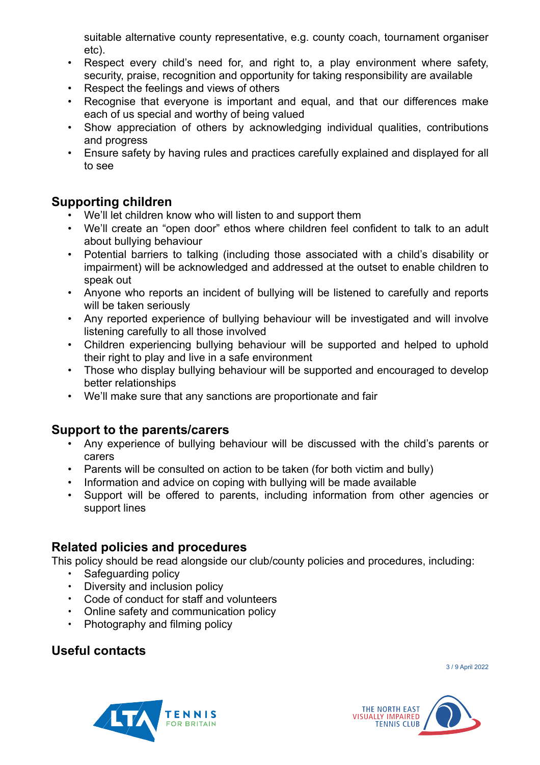suitable alternative county representative, e.g. county coach, tournament organiser etc).

- Respect every child's need for, and right to, a play environment where safety, security, praise, recognition and opportunity for taking responsibility are available
- Respect the feelings and views of others
- Recognise that everyone is important and equal, and that our differences make each of us special and worthy of being valued
- Show appreciation of others by acknowledging individual qualities, contributions and progress
- Ensure safety by having rules and practices carefully explained and displayed for all to see

## Supporting children

- We'll let children know who will listen to and support them
- We'll create an "open door" ethos where children feel confident to talk to an adult about bullying behaviour
- Potential barriers to talking (including those associated with a child's disability or impairment) will be acknowledged and addressed at the outset to enable children to speak out
- Anyone who reports an incident of bullying will be listened to carefully and reports will be taken seriously
- Any reported experience of bullying behaviour will be investigated and will involve listening carefully to all those involved
- Children experiencing bullying behaviour will be supported and helped to uphold their right to play and live in a safe environment
- Those who display bullying behaviour will be supported and encouraged to develop better relationships
- We'll make sure that any sanctions are proportionate and fair

## Support to the parents/carers

- Any experience of bullying behaviour will be discussed with the child's parents or carers
- Parents will be consulted on action to be taken (for both victim and bully)
- Information and advice on coping with bullying will be made available
- Support will be offered to parents, including information from other agencies or support lines

## Related policies and procedures

This policy should be read alongside our club/county policies and procedures, including:

- Safeguarding policy
- Diversity and inclusion policy
- Code of conduct for staff and volunteers
- Online safety and communication policy
- Photography and filming policy

## Useful contacts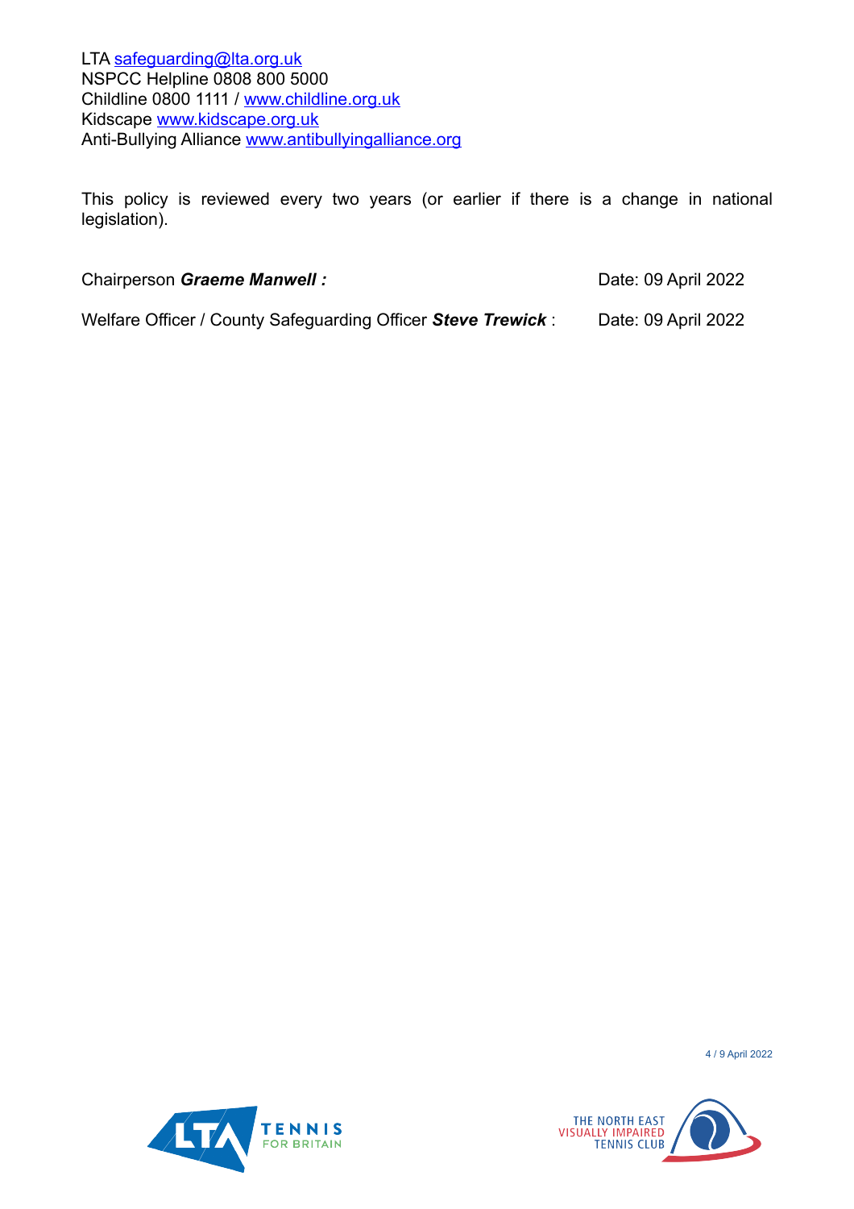LTA [safeguarding@lta.org.uk](mailto:safeguarding@lta.org.uk)
NSPCC Helpline 0808 800 5000
Childline 0800 1111 / [www.childline.org.uk](http://www.childline.org.uk)
Kidscape [www.kidscape.org.uk](http://www.kidscape.org.uk)
Anti-Bullying Alliance [www.antibullyingalliance.org](http://www.antibullyingalliance.org)

This policy is reviewed every two years (or earlier if there is a change in national legislation).

Chairperson ***Graeme Manwell :*** Date: 09 April 2022

Welfare Officer / County Safeguarding Officer ***Steve Trewick*** : Date: 09 April 2022